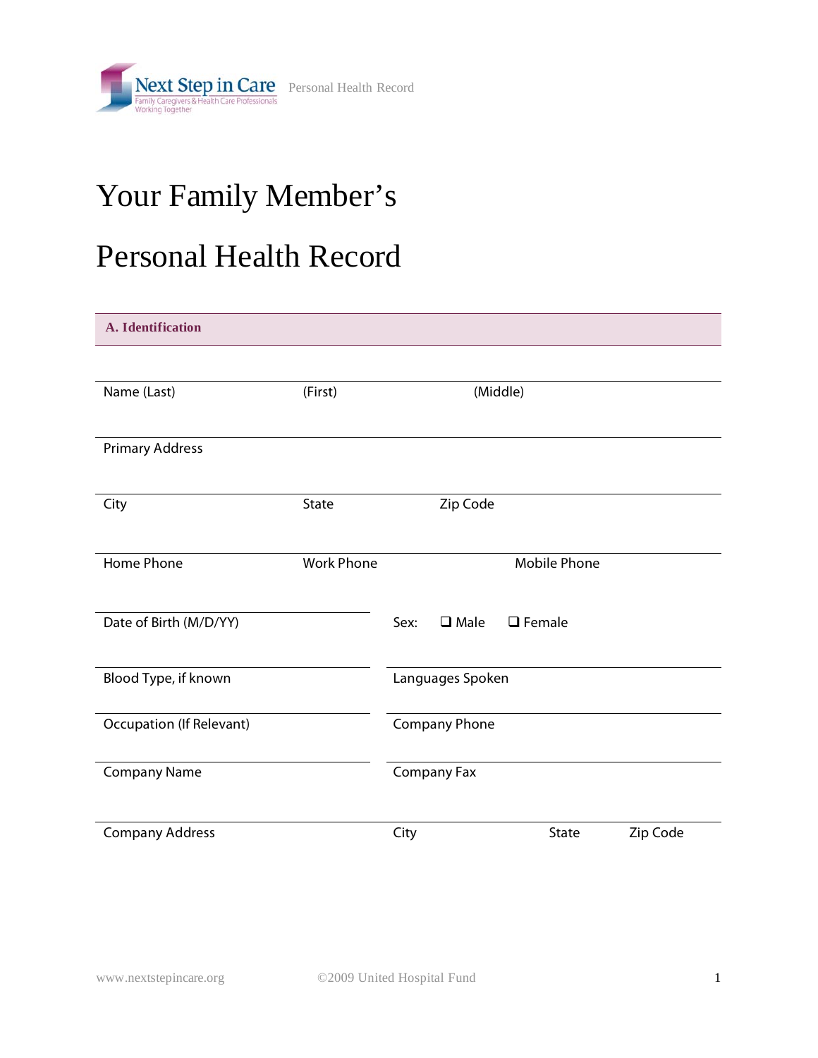# Your Family Member's

# Personal Health Record

## A. Identification

| Name (Last) | (First) | (Middle) |
|---|---|---|
| Primary Address | | |
| City | State | Zip Code |
| Home Phone | Work Phone | Mobile Phone |

Date of Birth (M/D/YY)

Sex: ❑ Male ❑ Female

Blood Type, if known

Languages Spoken

Occupation (If Relevant)

Company Phone

Company Name

Company Fax

| Company Address | City | State | Zip Code |
|---|---|---|---|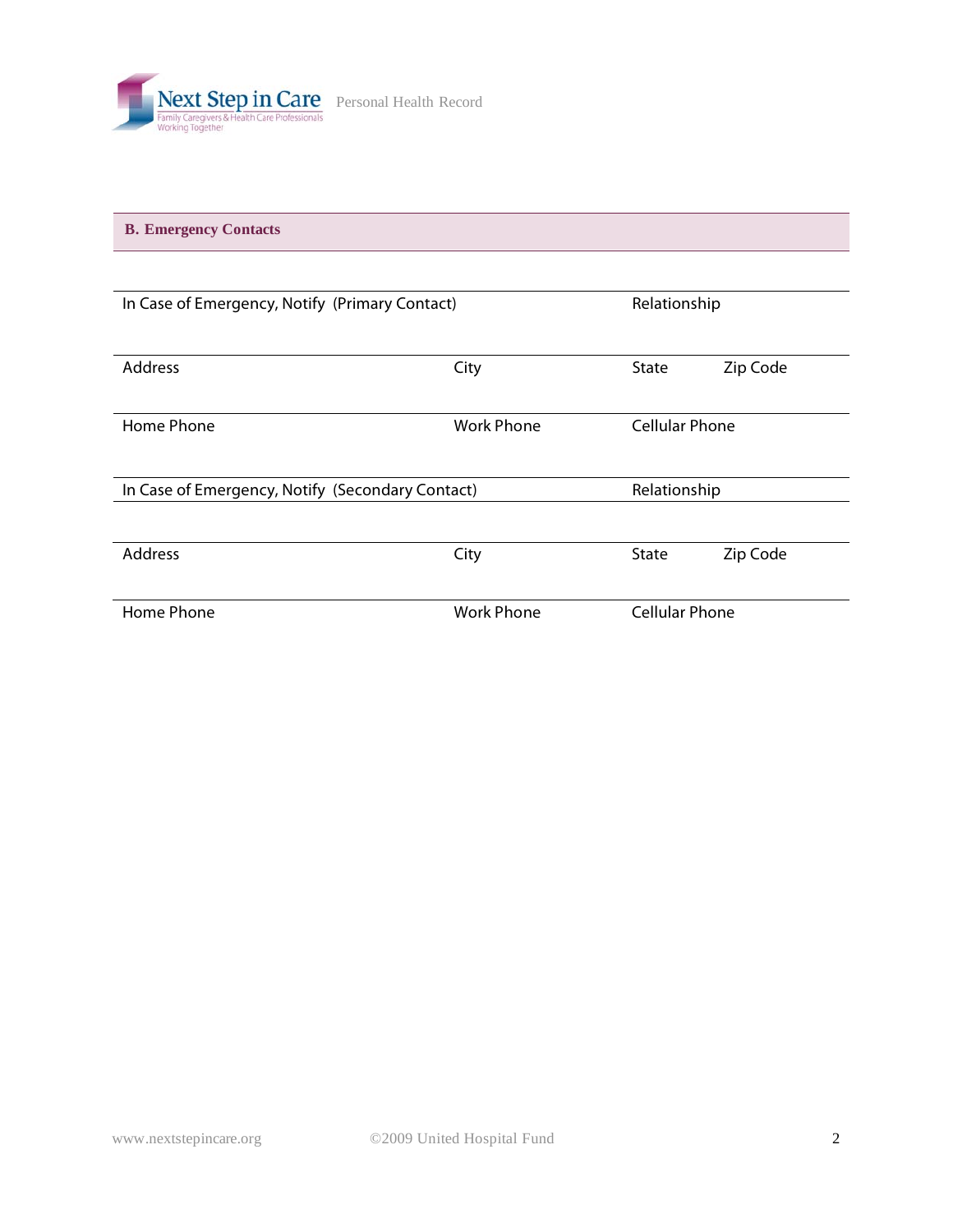## B. Emergency Contacts

In Case of Emergency, Notify (Primary Contact) Relationship

Address City State Zip Code

Home Phone Work Phone Cellular Phone

In Case of Emergency, Notify (Secondary Contact) Relationship

Address City State Zip Code

Home Phone Work Phone Cellular Phone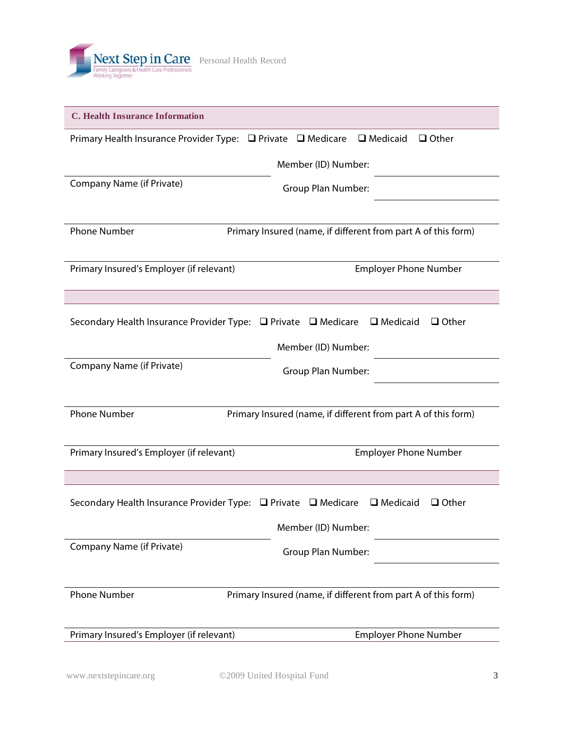## C. Health Insurance Information

Primary Health Insurance Provider Type: ❑ Private ❑ Medicare ❑ Medicaid ❑ Other

Member (ID) Number:

Company Name (if Private)

Group Plan Number:

Phone Number

Primary Insured (name, if different from part A of this form)

Primary Insured's Employer (if relevant)

Employer Phone Number

---

Secondary Health Insurance Provider Type: ❑ Private ❑ Medicare ❑ Medicaid ❑ Other

Member (ID) Number:

Company Name (if Private)

Group Plan Number:

Phone Number

Primary Insured (name, if different from part A of this form)

Primary Insured's Employer (if relevant)

Employer Phone Number

---

Secondary Health Insurance Provider Type: ❑ Private ❑ Medicare ❑ Medicaid ❑ Other

Member (ID) Number:

Company Name (if Private)

Group Plan Number:

Phone Number

Primary Insured (name, if different from part A of this form)

Primary Insured's Employer (if relevant)

Employer Phone Number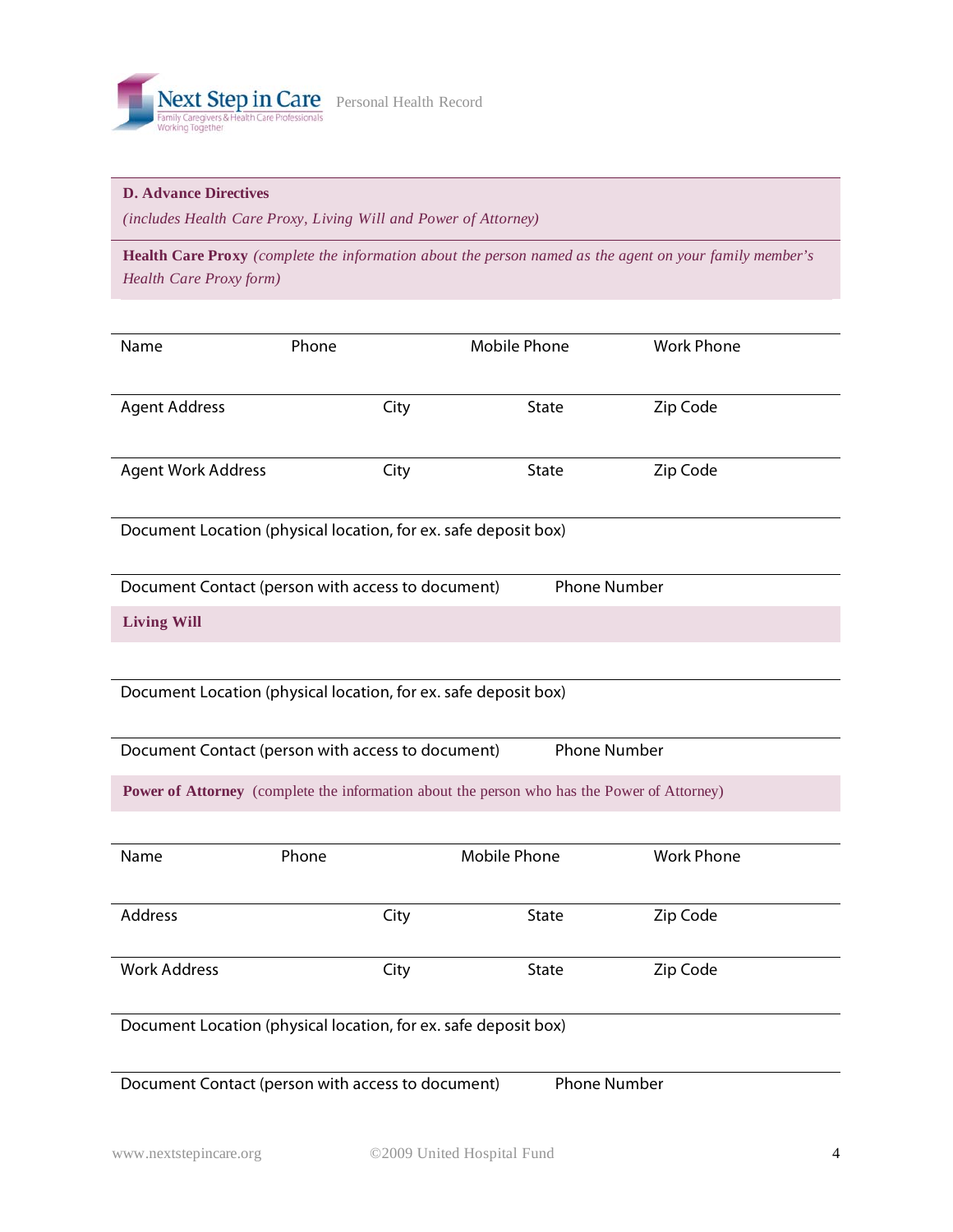## D. Advance Directives

*(includes Health Care Proxy, Living Will and Power of Attorney)*

**Health Care Proxy** *(complete the information about the person named as the agent on your family member's Health Care Proxy form)*

| Name | Phone | Mobile Phone | Work Phone |
|---|---|---|---|
| | | | |

| Agent Address | City | State | Zip Code |
|---|---|---|---|
| | | | |

| Agent Work Address | City | State | Zip Code |
|---|---|---|---|
| | | | |

Document Location (physical location, for ex. safe deposit box)

| Document Contact (person with access to document) | Phone Number |
|---|---|
| | |

**Living Will**

Document Location (physical location, for ex. safe deposit box)

| Document Contact (person with access to document) | Phone Number |
|---|---|
| | |

**Power of Attorney** (complete the information about the person who has the Power of Attorney)

| Name | Phone | Mobile Phone | Work Phone |
|---|---|---|---|
| | | | |

| Address | City | State | Zip Code |
|---|---|---|---|
| | | | |

| Work Address | City | State | Zip Code |
|---|---|---|---|
| | | | |

Document Location (physical location, for ex. safe deposit box)

| Document Contact (person with access to document) | Phone Number |
|---|---|
| | |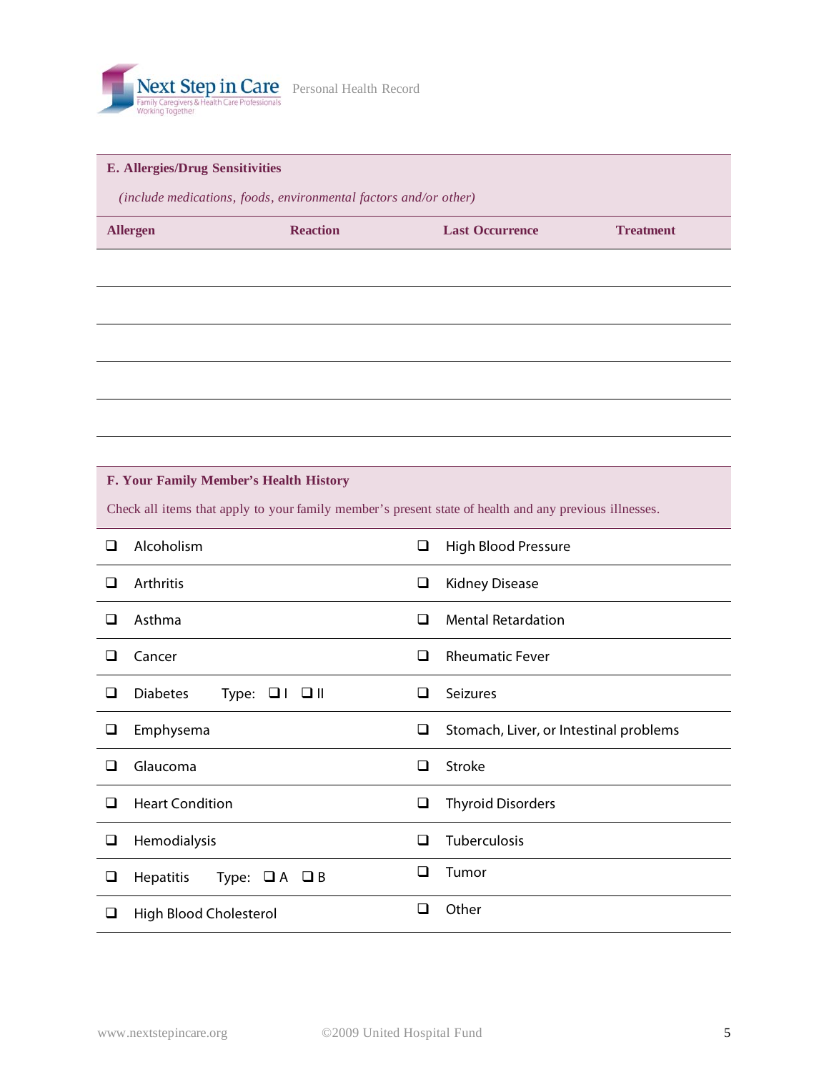## E. Allergies/Drug Sensitivities

*(include medications, foods, environmental factors and/or other)*

| Allergen | Reaction | Last Occurrence | Treatment |
|---|---|---|---|
| | | | |
| | | | |
| | | | |
| | | | |
| | | | |

## F. Your Family Member's Health History

Check all items that apply to your family member's present state of health and any previous illnesses.

| | |
|---|---|
| ❑ Alcoholism | ❑ High Blood Pressure |
| ❑ Arthritis | ❑ Kidney Disease |
| ❑ Asthma | ❑ Mental Retardation |
| ❑ Cancer | ❑ Rheumatic Fever |
| ❑ Diabetes Type: ❑ I ❑ II | ❑ Seizures |
| ❑ Emphysema | ❑ Stomach, Liver, or Intestinal problems |
| ❑ Glaucoma | ❑ Stroke |
| ❑ Heart Condition | ❑ Thyroid Disorders |
| ❑ Hemodialysis | ❑ Tuberculosis |
| ❑ Hepatitis Type: ❑ A ❑ B | ❑ Tumor |
| ❑ High Blood Cholesterol | ❑ Other |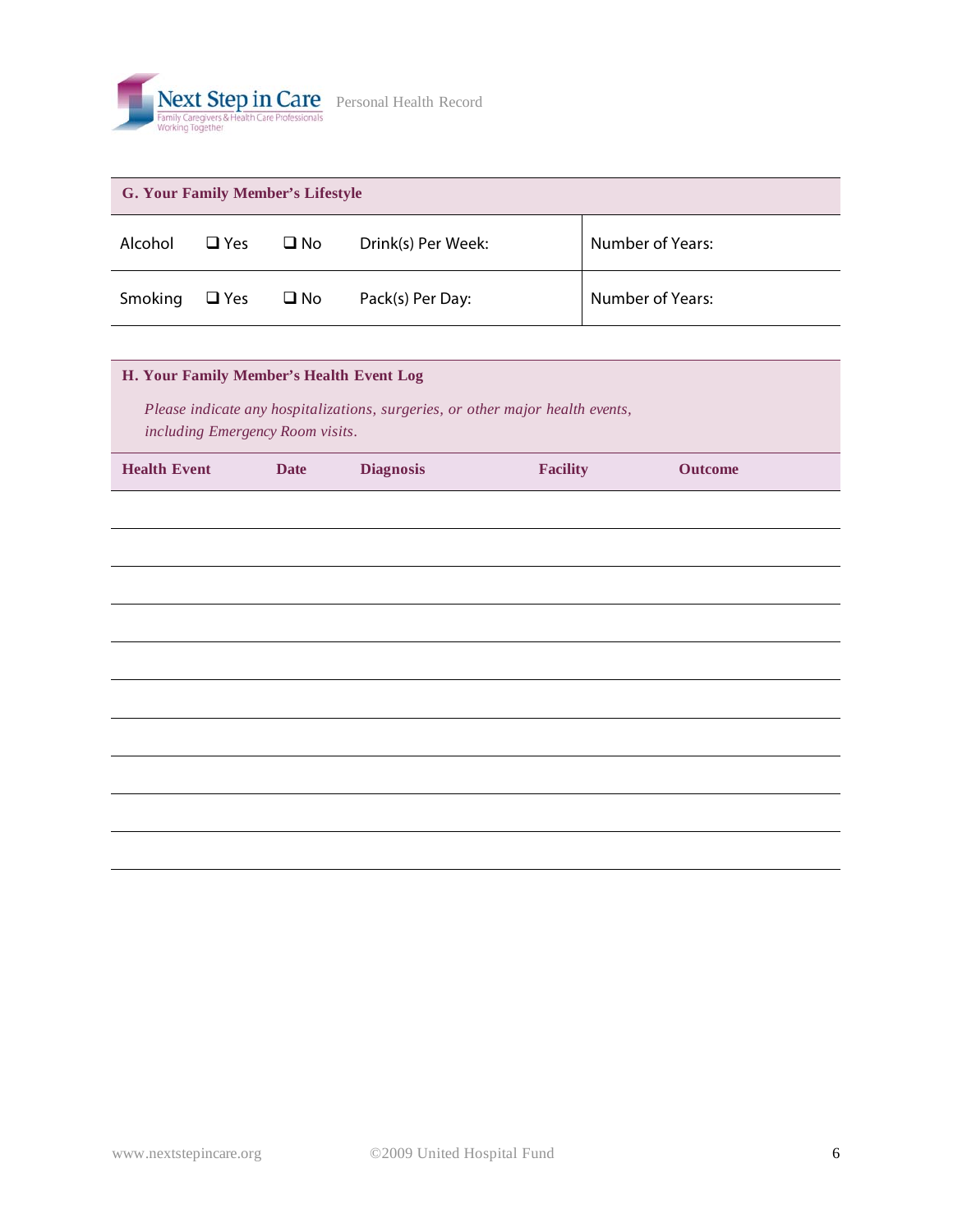Next Step in Care — Family Caregivers & Health Care Professionals Working Together — Personal Health Record

## G. Your Family Member's Lifestyle

| | | | | |
|---|---|---|---|---|
| Alcohol | ❑ Yes | ❑ No | Drink(s) Per Week: | Number of Years: |
| Smoking | ❑ Yes | ❑ No | Pack(s) Per Day: | Number of Years: |

## H. Your Family Member's Health Event Log

*Please indicate any hospitalizations, surgeries, or other major health events, including Emergency Room visits.*

| Health Event | Date | Diagnosis | Facility | Outcome |
|---|---|---|---|---|
| | | | | |
| | | | | |
| | | | | |
| | | | | |
| | | | | |
| | | | | |
| | | | | |
| | | | | |
| | | | | |
| | | | | |

www.nextstepincare.org ©2009 United Hospital Fund